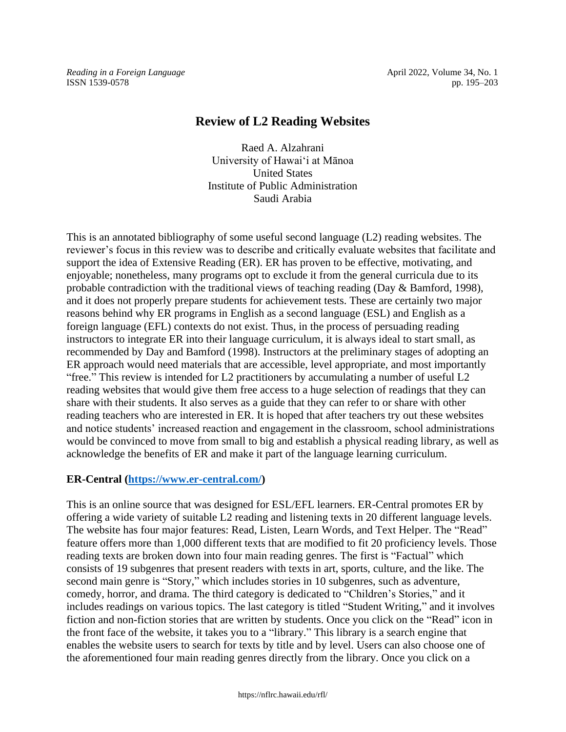# Review of L2 Reading Websites

Raed A. Alzahrani
University of Hawai'i at Mānoa
United States
Institute of Public Administration
Saudi Arabia

This is an annotated bibliography of some useful second language (L2) reading websites. The reviewer's focus in this review was to describe and critically evaluate websites that facilitate and support the idea of Extensive Reading (ER). ER has proven to be effective, motivating, and enjoyable; nonetheless, many programs opt to exclude it from the general curricula due to its probable contradiction with the traditional views of teaching reading (Day & Bamford, 1998), and it does not properly prepare students for achievement tests. These are certainly two major reasons behind why ER programs in English as a second language (ESL) and English as a foreign language (EFL) contexts do not exist. Thus, in the process of persuading reading instructors to integrate ER into their language curriculum, it is always ideal to start small, as recommended by Day and Bamford (1998). Instructors at the preliminary stages of adopting an ER approach would need materials that are accessible, level appropriate, and most importantly "free." This review is intended for L2 practitioners by accumulating a number of useful L2 reading websites that would give them free access to a huge selection of readings that they can share with their students. It also serves as a guide that they can refer to or share with other reading teachers who are interested in ER. It is hoped that after teachers try out these websites and notice students' increased reaction and engagement in the classroom, school administrations would be convinced to move from small to big and establish a physical reading library, as well as acknowledge the benefits of ER and make it part of the language learning curriculum.

**ER-Central ([https://www.er-central.com/](https://www.er-central.com/))**

This is an online source that was designed for ESL/EFL learners. ER-Central promotes ER by offering a wide variety of suitable L2 reading and listening texts in 20 different language levels. The website has four major features: Read, Listen, Learn Words, and Text Helper. The "Read" feature offers more than 1,000 different texts that are modified to fit 20 proficiency levels. Those reading texts are broken down into four main reading genres. The first is "Factual" which consists of 19 subgenres that present readers with texts in art, sports, culture, and the like. The second main genre is "Story," which includes stories in 10 subgenres, such as adventure, comedy, horror, and drama. The third category is dedicated to "Children's Stories," and it includes readings on various topics. The last category is titled "Student Writing," and it involves fiction and non-fiction stories that are written by students. Once you click on the "Read" icon in the front face of the website, it takes you to a "library." This library is a search engine that enables the website users to search for texts by title and by level. Users can also choose one of the aforementioned four main reading genres directly from the library. Once you click on a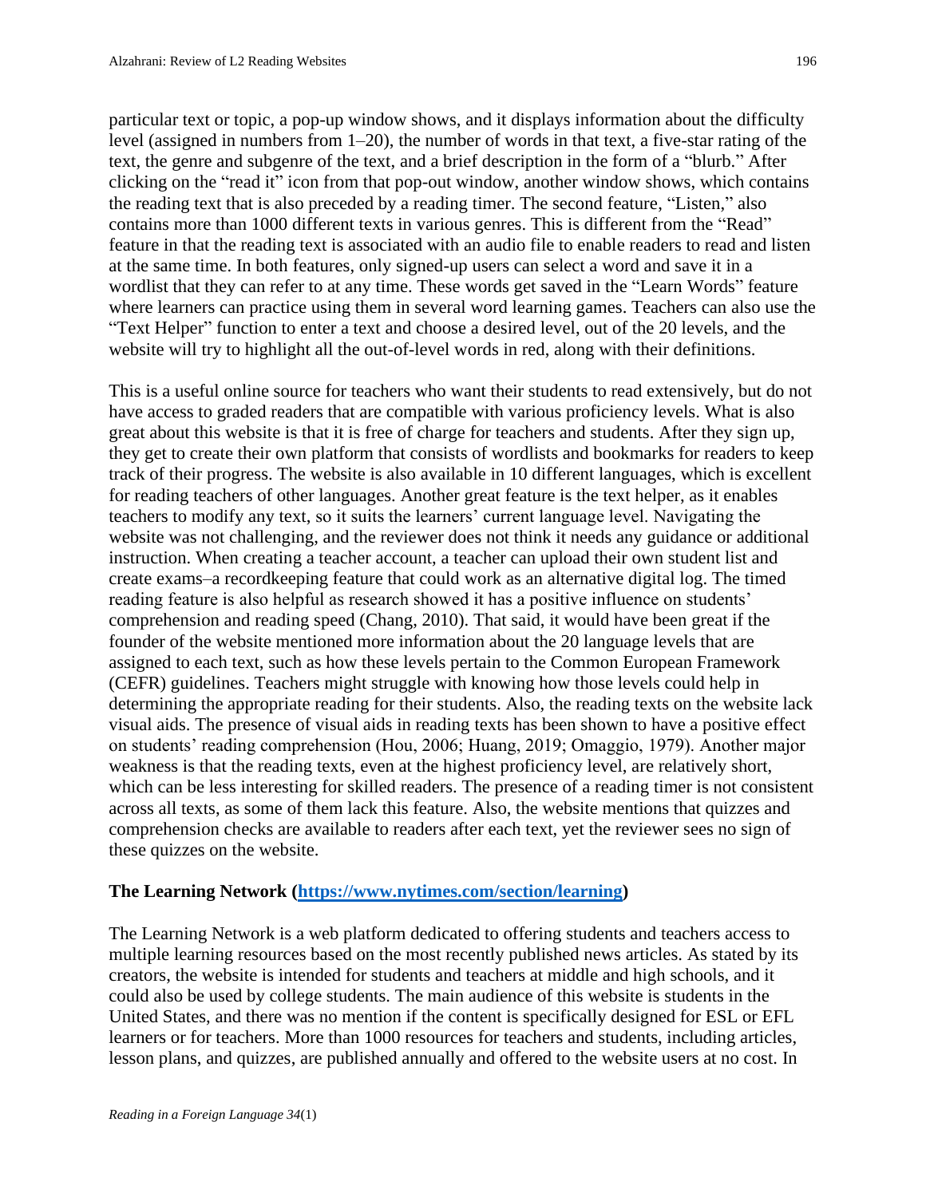particular text or topic, a pop-up window shows, and it displays information about the difficulty level (assigned in numbers from 1–20), the number of words in that text, a five-star rating of the text, the genre and subgenre of the text, and a brief description in the form of a "blurb." After clicking on the "read it" icon from that pop-out window, another window shows, which contains the reading text that is also preceded by a reading timer. The second feature, "Listen," also contains more than 1000 different texts in various genres. This is different from the "Read" feature in that the reading text is associated with an audio file to enable readers to read and listen at the same time. In both features, only signed-up users can select a word and save it in a wordlist that they can refer to at any time. These words get saved in the "Learn Words" feature where learners can practice using them in several word learning games. Teachers can also use the "Text Helper" function to enter a text and choose a desired level, out of the 20 levels, and the website will try to highlight all the out-of-level words in red, along with their definitions.

This is a useful online source for teachers who want their students to read extensively, but do not have access to graded readers that are compatible with various proficiency levels. What is also great about this website is that it is free of charge for teachers and students. After they sign up, they get to create their own platform that consists of wordlists and bookmarks for readers to keep track of their progress. The website is also available in 10 different languages, which is excellent for reading teachers of other languages. Another great feature is the text helper, as it enables teachers to modify any text, so it suits the learners' current language level. Navigating the website was not challenging, and the reviewer does not think it needs any guidance or additional instruction. When creating a teacher account, a teacher can upload their own student list and create exams–a recordkeeping feature that could work as an alternative digital log. The timed reading feature is also helpful as research showed it has a positive influence on students' comprehension and reading speed (Chang, 2010). That said, it would have been great if the founder of the website mentioned more information about the 20 language levels that are assigned to each text, such as how these levels pertain to the Common European Framework (CEFR) guidelines. Teachers might struggle with knowing how those levels could help in determining the appropriate reading for their students. Also, the reading texts on the website lack visual aids. The presence of visual aids in reading texts has been shown to have a positive effect on students' reading comprehension (Hou, 2006; Huang, 2019; Omaggio, 1979). Another major weakness is that the reading texts, even at the highest proficiency level, are relatively short, which can be less interesting for skilled readers. The presence of a reading timer is not consistent across all texts, as some of them lack this feature. Also, the website mentions that quizzes and comprehension checks are available to readers after each text, yet the reviewer sees no sign of these quizzes on the website.

### The Learning Network ([https://www.nytimes.com/section/learning](https://www.nytimes.com/section/learning))

The Learning Network is a web platform dedicated to offering students and teachers access to multiple learning resources based on the most recently published news articles. As stated by its creators, the website is intended for students and teachers at middle and high schools, and it could also be used by college students. The main audience of this website is students in the United States, and there was no mention if the content is specifically designed for ESL or EFL learners or for teachers. More than 1000 resources for teachers and students, including articles, lesson plans, and quizzes, are published annually and offered to the website users at no cost. In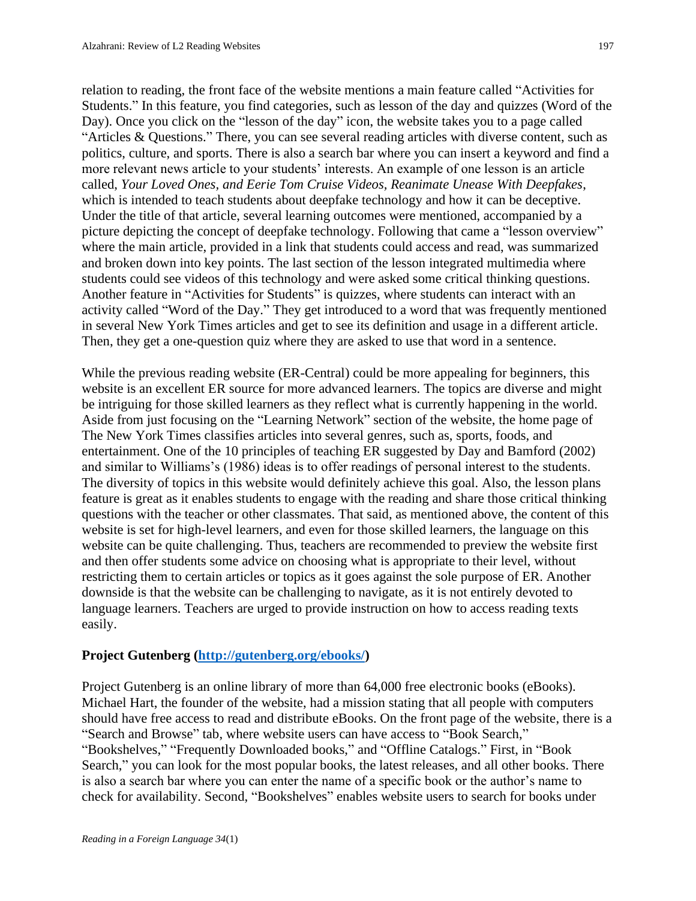relation to reading, the front face of the website mentions a main feature called "Activities for Students." In this feature, you find categories, such as lesson of the day and quizzes (Word of the Day). Once you click on the "lesson of the day" icon, the website takes you to a page called "Articles & Questions." There, you can see several reading articles with diverse content, such as politics, culture, and sports. There is also a search bar where you can insert a keyword and find a more relevant news article to your students' interests. An example of one lesson is an article called, *Your Loved Ones, and Eerie Tom Cruise Videos, Reanimate Unease With Deepfakes*, which is intended to teach students about deepfake technology and how it can be deceptive. Under the title of that article, several learning outcomes were mentioned, accompanied by a picture depicting the concept of deepfake technology. Following that came a "lesson overview" where the main article, provided in a link that students could access and read, was summarized and broken down into key points. The last section of the lesson integrated multimedia where students could see videos of this technology and were asked some critical thinking questions. Another feature in "Activities for Students" is quizzes, where students can interact with an activity called "Word of the Day." They get introduced to a word that was frequently mentioned in several New York Times articles and get to see its definition and usage in a different article. Then, they get a one-question quiz where they are asked to use that word in a sentence.

While the previous reading website (ER-Central) could be more appealing for beginners, this website is an excellent ER source for more advanced learners. The topics are diverse and might be intriguing for those skilled learners as they reflect what is currently happening in the world. Aside from just focusing on the "Learning Network" section of the website, the home page of The New York Times classifies articles into several genres, such as, sports, foods, and entertainment. One of the 10 principles of teaching ER suggested by Day and Bamford (2002) and similar to Williams's (1986) ideas is to offer readings of personal interest to the students. The diversity of topics in this website would definitely achieve this goal. Also, the lesson plans feature is great as it enables students to engage with the reading and share those critical thinking questions with the teacher or other classmates. That said, as mentioned above, the content of this website is set for high-level learners, and even for those skilled learners, the language on this website can be quite challenging. Thus, teachers are recommended to preview the website first and then offer students some advice on choosing what is appropriate to their level, without restricting them to certain articles or topics as it goes against the sole purpose of ER. Another downside is that the website can be challenging to navigate, as it is not entirely devoted to language learners. Teachers are urged to provide instruction on how to access reading texts easily.

**Project Gutenberg ([http://gutenberg.org/ebooks/](http://gutenberg.org/ebooks/))**

Project Gutenberg is an online library of more than 64,000 free electronic books (eBooks). Michael Hart, the founder of the website, had a mission stating that all people with computers should have free access to read and distribute eBooks. On the front page of the website, there is a "Search and Browse" tab, where website users can have access to "Book Search," "Bookshelves," "Frequently Downloaded books," and "Offline Catalogs." First, in "Book Search," you can look for the most popular books, the latest releases, and all other books. There is also a search bar where you can enter the name of a specific book or the author's name to check for availability. Second, "Bookshelves" enables website users to search for books under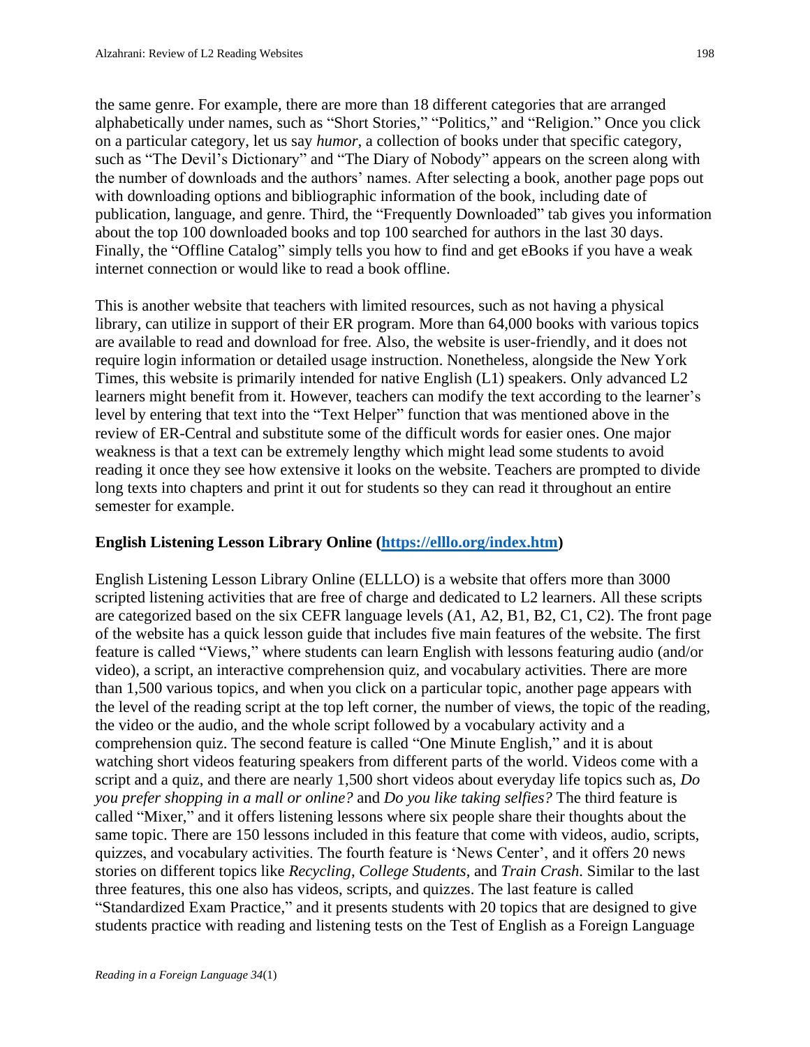the same genre. For example, there are more than 18 different categories that are arranged alphabetically under names, such as "Short Stories," "Politics," and "Religion." Once you click on a particular category, let us say *humor*, a collection of books under that specific category, such as "The Devil's Dictionary" and "The Diary of Nobody" appears on the screen along with the number of downloads and the authors' names. After selecting a book, another page pops out with downloading options and bibliographic information of the book, including date of publication, language, and genre. Third, the "Frequently Downloaded" tab gives you information about the top 100 downloaded books and top 100 searched for authors in the last 30 days. Finally, the "Offline Catalog" simply tells you how to find and get eBooks if you have a weak internet connection or would like to read a book offline.

This is another website that teachers with limited resources, such as not having a physical library, can utilize in support of their ER program. More than 64,000 books with various topics are available to read and download for free. Also, the website is user-friendly, and it does not require login information or detailed usage instruction. Nonetheless, alongside the New York Times, this website is primarily intended for native English (L1) speakers. Only advanced L2 learners might benefit from it. However, teachers can modify the text according to the learner's level by entering that text into the "Text Helper" function that was mentioned above in the review of ER-Central and substitute some of the difficult words for easier ones. One major weakness is that a text can be extremely lengthy which might lead some students to avoid reading it once they see how extensive it looks on the website. Teachers are prompted to divide long texts into chapters and print it out for students so they can read it throughout an entire semester for example.

**English Listening Lesson Library Online ([https://elllo.org/index.htm](https://elllo.org/index.htm))**

English Listening Lesson Library Online (ELLLO) is a website that offers more than 3000 scripted listening activities that are free of charge and dedicated to L2 learners. All these scripts are categorized based on the six CEFR language levels (A1, A2, B1, B2, C1, C2). The front page of the website has a quick lesson guide that includes five main features of the website. The first feature is called "Views," where students can learn English with lessons featuring audio (and/or video), a script, an interactive comprehension quiz, and vocabulary activities. There are more than 1,500 various topics, and when you click on a particular topic, another page appears with the level of the reading script at the top left corner, the number of views, the topic of the reading, the video or the audio, and the whole script followed by a vocabulary activity and a comprehension quiz. The second feature is called "One Minute English," and it is about watching short videos featuring speakers from different parts of the world. Videos come with a script and a quiz, and there are nearly 1,500 short videos about everyday life topics such as, *Do you prefer shopping in a mall or online?* and *Do you like taking selfies?* The third feature is called "Mixer," and it offers listening lessons where six people share their thoughts about the same topic. There are 150 lessons included in this feature that come with videos, audio, scripts, quizzes, and vocabulary activities. The fourth feature is 'News Center', and it offers 20 news stories on different topics like *Recycling*, *College Students*, and *Train Crash*. Similar to the last three features, this one also has videos, scripts, and quizzes. The last feature is called "Standardized Exam Practice," and it presents students with 20 topics that are designed to give students practice with reading and listening tests on the Test of English as a Foreign Language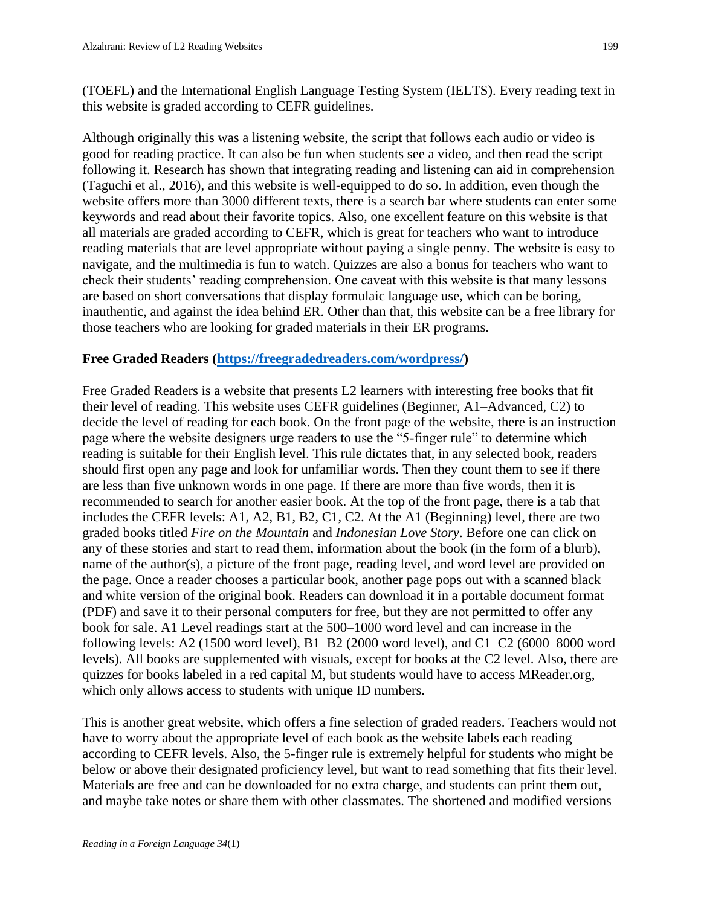(TOEFL) and the International English Language Testing System (IELTS). Every reading text in this website is graded according to CEFR guidelines.

Although originally this was a listening website, the script that follows each audio or video is good for reading practice. It can also be fun when students see a video, and then read the script following it. Research has shown that integrating reading and listening can aid in comprehension (Taguchi et al., 2016), and this website is well-equipped to do so. In addition, even though the website offers more than 3000 different texts, there is a search bar where students can enter some keywords and read about their favorite topics. Also, one excellent feature on this website is that all materials are graded according to CEFR, which is great for teachers who want to introduce reading materials that are level appropriate without paying a single penny. The website is easy to navigate, and the multimedia is fun to watch. Quizzes are also a bonus for teachers who want to check their students' reading comprehension. One caveat with this website is that many lessons are based on short conversations that display formulaic language use, which can be boring, inauthentic, and against the idea behind ER. Other than that, this website can be a free library for those teachers who are looking for graded materials in their ER programs.

**Free Graded Readers (https://freegradedreaders.com/wordpress/)**

Free Graded Readers is a website that presents L2 learners with interesting free books that fit their level of reading. This website uses CEFR guidelines (Beginner, A1–Advanced, C2) to decide the level of reading for each book. On the front page of the website, there is an instruction page where the website designers urge readers to use the "5-finger rule" to determine which reading is suitable for their English level. This rule dictates that, in any selected book, readers should first open any page and look for unfamiliar words. Then they count them to see if there are less than five unknown words in one page. If there are more than five words, then it is recommended to search for another easier book. At the top of the front page, there is a tab that includes the CEFR levels: A1, A2, B1, B2, C1, C2. At the A1 (Beginning) level, there are two graded books titled *Fire on the Mountain* and *Indonesian Love Story*. Before one can click on any of these stories and start to read them, information about the book (in the form of a blurb), name of the author(s), a picture of the front page, reading level, and word level are provided on the page. Once a reader chooses a particular book, another page pops out with a scanned black and white version of the original book. Readers can download it in a portable document format (PDF) and save it to their personal computers for free, but they are not permitted to offer any book for sale. A1 Level readings start at the 500–1000 word level and can increase in the following levels: A2 (1500 word level), B1–B2 (2000 word level), and C1–C2 (6000–8000 word levels). All books are supplemented with visuals, except for books at the C2 level. Also, there are quizzes for books labeled in a red capital M, but students would have to access MReader.org, which only allows access to students with unique ID numbers.

This is another great website, which offers a fine selection of graded readers. Teachers would not have to worry about the appropriate level of each book as the website labels each reading according to CEFR levels. Also, the 5-finger rule is extremely helpful for students who might be below or above their designated proficiency level, but want to read something that fits their level. Materials are free and can be downloaded for no extra charge, and students can print them out, and maybe take notes or share them with other classmates. The shortened and modified versions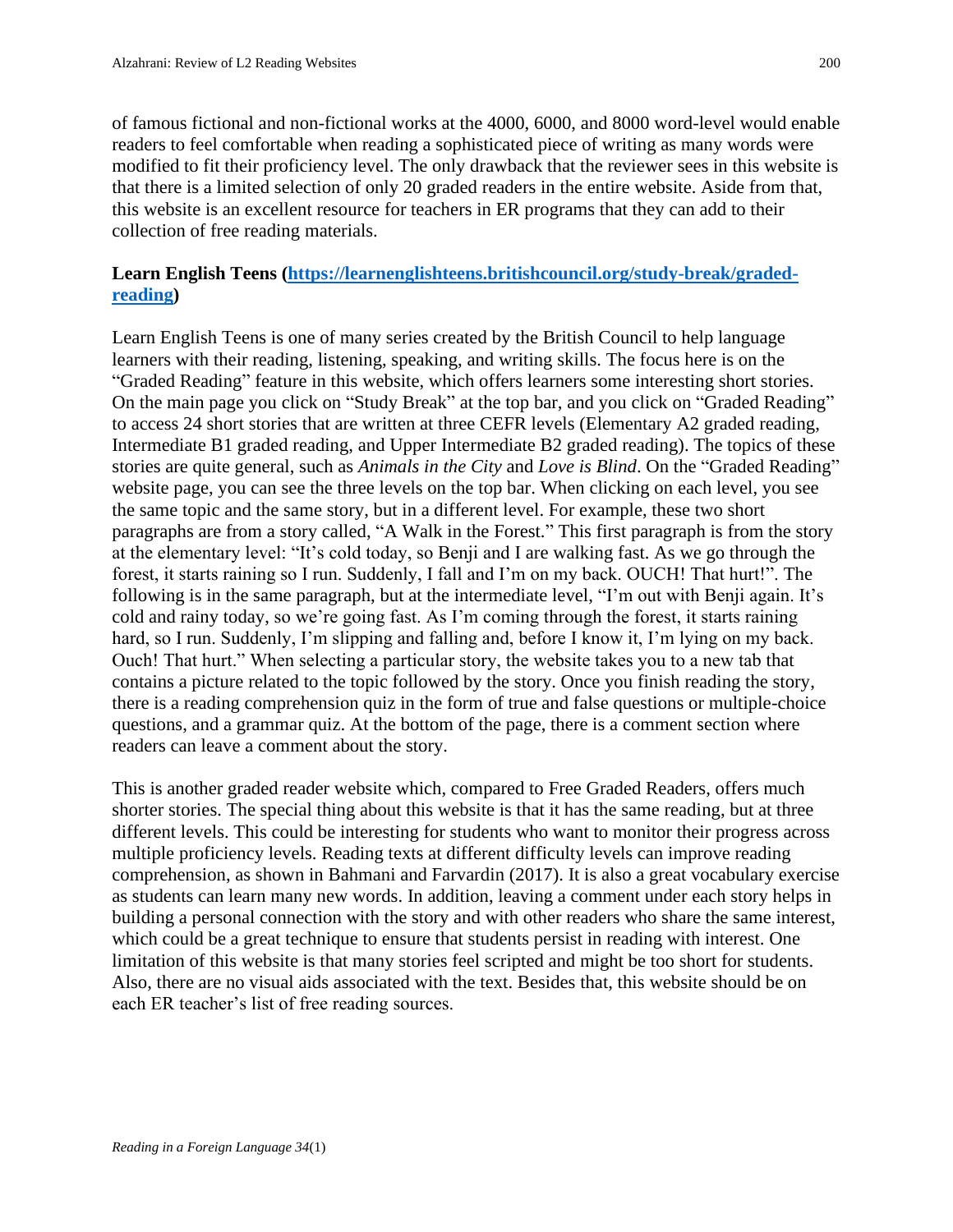of famous fictional and non-fictional works at the 4000, 6000, and 8000 word-level would enable readers to feel comfortable when reading a sophisticated piece of writing as many words were modified to fit their proficiency level. The only drawback that the reviewer sees in this website is that there is a limited selection of only 20 graded readers in the entire website. Aside from that, this website is an excellent resource for teachers in ER programs that they can add to their collection of free reading materials.

**Learn English Teens ([https://learnenglishteens.britishcouncil.org/study-break/graded-reading](https://learnenglishteens.britishcouncil.org/study-break/graded-reading))**

Learn English Teens is one of many series created by the British Council to help language learners with their reading, listening, speaking, and writing skills. The focus here is on the "Graded Reading" feature in this website, which offers learners some interesting short stories. On the main page you click on "Study Break" at the top bar, and you click on "Graded Reading" to access 24 short stories that are written at three CEFR levels (Elementary A2 graded reading, Intermediate B1 graded reading, and Upper Intermediate B2 graded reading). The topics of these stories are quite general, such as *Animals in the City* and *Love is Blind*. On the "Graded Reading" website page, you can see the three levels on the top bar. When clicking on each level, you see the same topic and the same story, but in a different level. For example, these two short paragraphs are from a story called, "A Walk in the Forest." This first paragraph is from the story at the elementary level: "It's cold today, so Benji and I are walking fast. As we go through the forest, it starts raining so I run. Suddenly, I fall and I'm on my back. OUCH! That hurt!". The following is in the same paragraph, but at the intermediate level, "I'm out with Benji again. It's cold and rainy today, so we're going fast. As I'm coming through the forest, it starts raining hard, so I run. Suddenly, I'm slipping and falling and, before I know it, I'm lying on my back. Ouch! That hurt." When selecting a particular story, the website takes you to a new tab that contains a picture related to the topic followed by the story. Once you finish reading the story, there is a reading comprehension quiz in the form of true and false questions or multiple-choice questions, and a grammar quiz. At the bottom of the page, there is a comment section where readers can leave a comment about the story.

This is another graded reader website which, compared to Free Graded Readers, offers much shorter stories. The special thing about this website is that it has the same reading, but at three different levels. This could be interesting for students who want to monitor their progress across multiple proficiency levels. Reading texts at different difficulty levels can improve reading comprehension, as shown in Bahmani and Farvardin (2017). It is also a great vocabulary exercise as students can learn many new words. In addition, leaving a comment under each story helps in building a personal connection with the story and with other readers who share the same interest, which could be a great technique to ensure that students persist in reading with interest. One limitation of this website is that many stories feel scripted and might be too short for students. Also, there are no visual aids associated with the text. Besides that, this website should be on each ER teacher's list of free reading sources.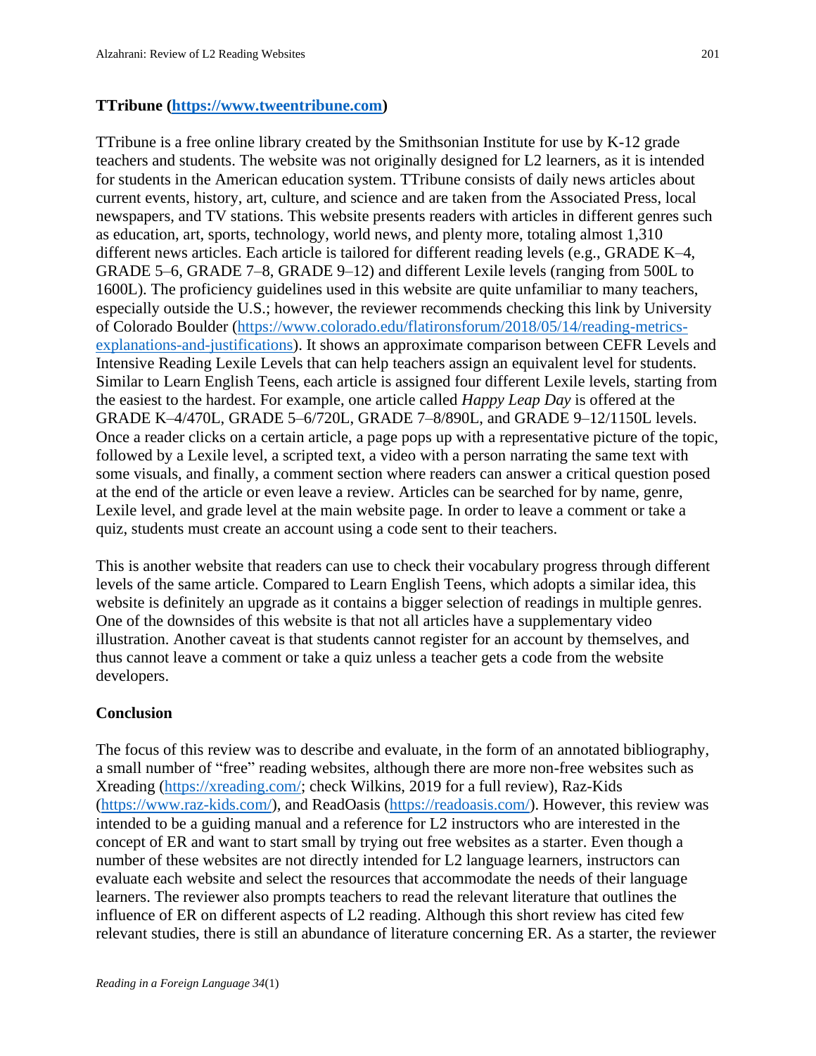### TTribune ([https://www.tweentribune.com](https://www.tweentribune.com))

TTribune is a free online library created by the Smithsonian Institute for use by K-12 grade teachers and students. The website was not originally designed for L2 learners, as it is intended for students in the American education system. TTribune consists of daily news articles about current events, history, art, culture, and science and are taken from the Associated Press, local newspapers, and TV stations. This website presents readers with articles in different genres such as education, art, sports, technology, world news, and plenty more, totaling almost 1,310 different news articles. Each article is tailored for different reading levels (e.g., GRADE K–4, GRADE 5–6, GRADE 7–8, GRADE 9–12) and different Lexile levels (ranging from 500L to 1600L). The proficiency guidelines used in this website are quite unfamiliar to many teachers, especially outside the U.S.; however, the reviewer recommends checking this link by University of Colorado Boulder ([https://www.colorado.edu/flatironsforum/2018/05/14/reading-metrics-explanations-and-justifications](https://www.colorado.edu/flatironsforum/2018/05/14/reading-metrics-explanations-and-justifications)). It shows an approximate comparison between CEFR Levels and Intensive Reading Lexile Levels that can help teachers assign an equivalent level for students. Similar to Learn English Teens, each article is assigned four different Lexile levels, starting from the easiest to the hardest. For example, one article called *Happy Leap Day* is offered at the GRADE K–4/470L, GRADE 5–6/720L, GRADE 7–8/890L, and GRADE 9–12/1150L levels. Once a reader clicks on a certain article, a page pops up with a representative picture of the topic, followed by a Lexile level, a scripted text, a video with a person narrating the same text with some visuals, and finally, a comment section where readers can answer a critical question posed at the end of the article or even leave a review. Articles can be searched for by name, genre, Lexile level, and grade level at the main website page. In order to leave a comment or take a quiz, students must create an account using a code sent to their teachers.

This is another website that readers can use to check their vocabulary progress through different levels of the same article. Compared to Learn English Teens, which adopts a similar idea, this website is definitely an upgrade as it contains a bigger selection of readings in multiple genres. One of the downsides of this website is that not all articles have a supplementary video illustration. Another caveat is that students cannot register for an account by themselves, and thus cannot leave a comment or take a quiz unless a teacher gets a code from the website developers.

## Conclusion

The focus of this review was to describe and evaluate, in the form of an annotated bibliography, a small number of "free" reading websites, although there are more non-free websites such as Xreading ([https://xreading.com/](https://xreading.com/); check Wilkins, 2019 for a full review), Raz-Kids ([https://www.raz-kids.com/](https://www.raz-kids.com/)), and ReadOasis ([https://readoasis.com/](https://readoasis.com/)). However, this review was intended to be a guiding manual and a reference for L2 instructors who are interested in the concept of ER and want to start small by trying out free websites as a starter. Even though a number of these websites are not directly intended for L2 language learners, instructors can evaluate each website and select the resources that accommodate the needs of their language learners. The reviewer also prompts teachers to read the relevant literature that outlines the influence of ER on different aspects of L2 reading. Although this short review has cited few relevant studies, there is still an abundance of literature concerning ER. As a starter, the reviewer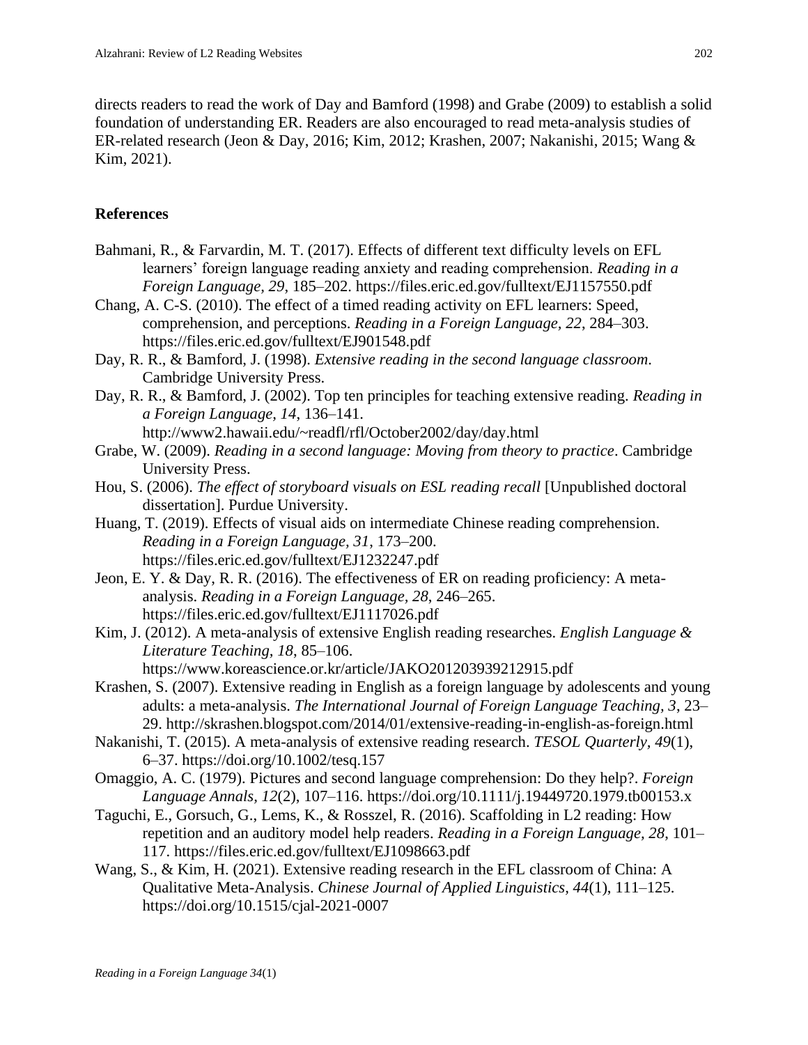directs readers to read the work of Day and Bamford (1998) and Grabe (2009) to establish a solid foundation of understanding ER. Readers are also encouraged to read meta-analysis studies of ER-related research (Jeon & Day, 2016; Kim, 2012; Krashen, 2007; Nakanishi, 2015; Wang & Kim, 2021).

## References

Bahmani, R., & Farvardin, M. T. (2017). Effects of different text difficulty levels on EFL learners' foreign language reading anxiety and reading comprehension. *Reading in a Foreign Language, 29*, 185–202. https://files.eric.ed.gov/fulltext/EJ1157550.pdf

Chang, A. C-S. (2010). The effect of a timed reading activity on EFL learners: Speed, comprehension, and perceptions. *Reading in a Foreign Language, 22*, 284–303. https://files.eric.ed.gov/fulltext/EJ901548.pdf

Day, R. R., & Bamford, J. (1998). *Extensive reading in the second language classroom*. Cambridge University Press.

Day, R. R., & Bamford, J. (2002). Top ten principles for teaching extensive reading. *Reading in a Foreign Language, 14*, 136–141. http://www2.hawaii.edu/~readfl/rfl/October2002/day/day.html

Grabe, W. (2009). *Reading in a second language: Moving from theory to practice*. Cambridge University Press.

Hou, S. (2006). *The effect of storyboard visuals on ESL reading recall* [Unpublished doctoral dissertation]. Purdue University.

Huang, T. (2019). Effects of visual aids on intermediate Chinese reading comprehension. *Reading in a Foreign Language, 31*, 173–200. https://files.eric.ed.gov/fulltext/EJ1232247.pdf

Jeon, E. Y. & Day, R. R. (2016). The effectiveness of ER on reading proficiency: A meta-analysis. *Reading in a Foreign Language, 28*, 246–265. https://files.eric.ed.gov/fulltext/EJ1117026.pdf

Kim, J. (2012). A meta-analysis of extensive English reading researches. *English Language & Literature Teaching, 18*, 85–106. https://www.koreascience.or.kr/article/JAKO201203939212915.pdf

Krashen, S. (2007). Extensive reading in English as a foreign language by adolescents and young adults: a meta-analysis. *The International Journal of Foreign Language Teaching, 3*, 23–29. http://skrashen.blogspot.com/2014/01/extensive-reading-in-english-as-foreign.html

Nakanishi, T. (2015). A meta-analysis of extensive reading research. *TESOL Quarterly, 49*(1), 6–37. https://doi.org/10.1002/tesq.157

Omaggio, A. C. (1979). Pictures and second language comprehension: Do they help?. *Foreign Language Annals, 12*(2), 107–116. https://doi.org/10.1111/j.19449720.1979.tb00153.x

Taguchi, E., Gorsuch, G., Lems, K., & Rosszel, R. (2016). Scaffolding in L2 reading: How repetition and an auditory model help readers. *Reading in a Foreign Language, 28*, 101–117. https://files.eric.ed.gov/fulltext/EJ1098663.pdf

Wang, S., & Kim, H. (2021). Extensive reading research in the EFL classroom of China: A Qualitative Meta-Analysis. *Chinese Journal of Applied Linguistics, 44*(1), 111–125. https://doi.org/10.1515/cjal-2021-0007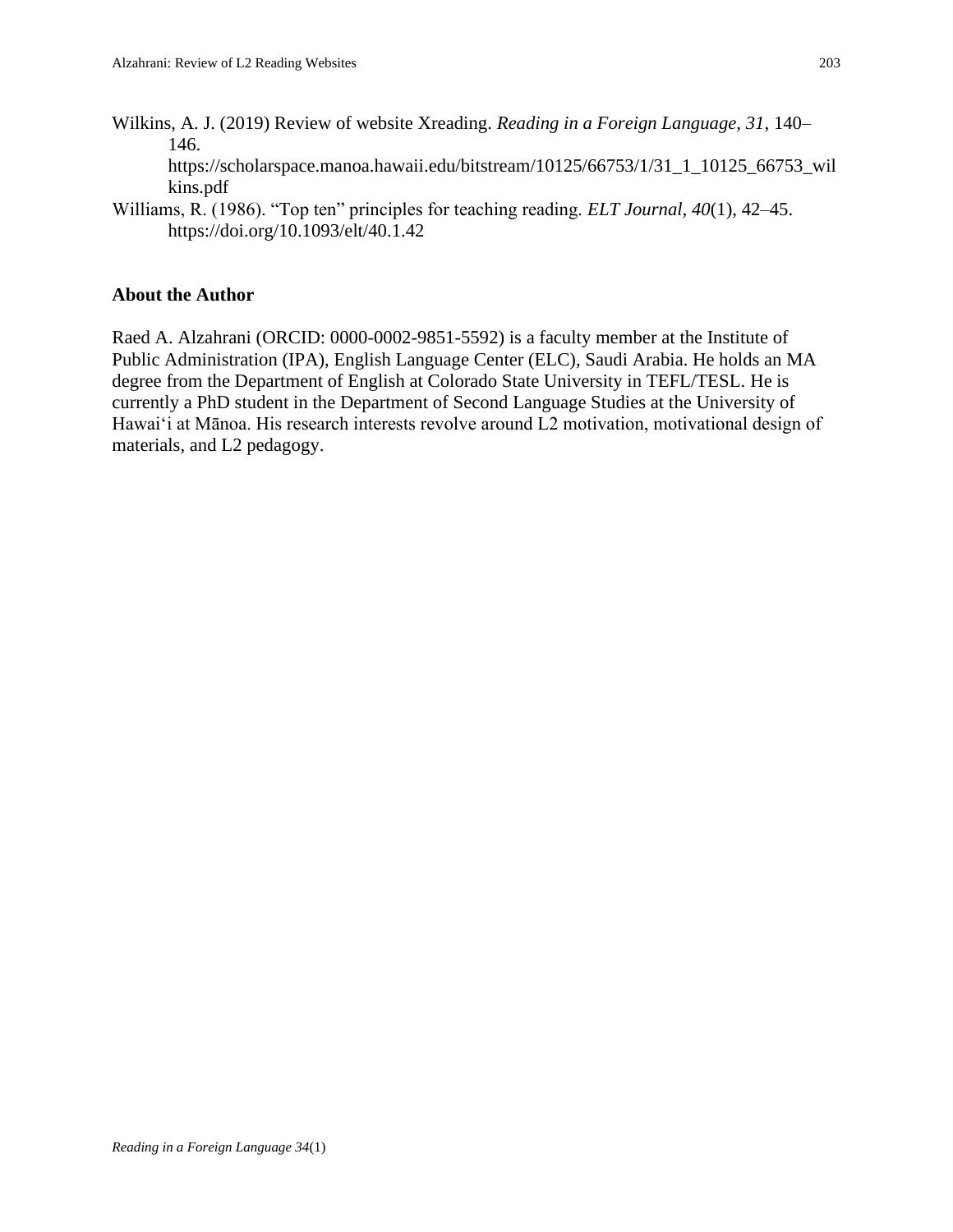Wilkins, A. J. (2019) Review of website Xreading. *Reading in a Foreign Language, 31*, 140–146. https://scholarspace.manoa.hawaii.edu/bitstream/10125/66753/1/31_1_10125_66753_wilkins.pdf

Williams, R. (1986). "Top ten" principles for teaching reading. *ELT Journal*, *40*(1), 42–45. https://doi.org/10.1093/elt/40.1.42

## About the Author

Raed A. Alzahrani (ORCID: 0000-0002-9851-5592) is a faculty member at the Institute of Public Administration (IPA), English Language Center (ELC), Saudi Arabia. He holds an MA degree from the Department of English at Colorado State University in TEFL/TESL. He is currently a PhD student in the Department of Second Language Studies at the University of Hawaiʻi at Mānoa. His research interests revolve around L2 motivation, motivational design of materials, and L2 pedagogy.